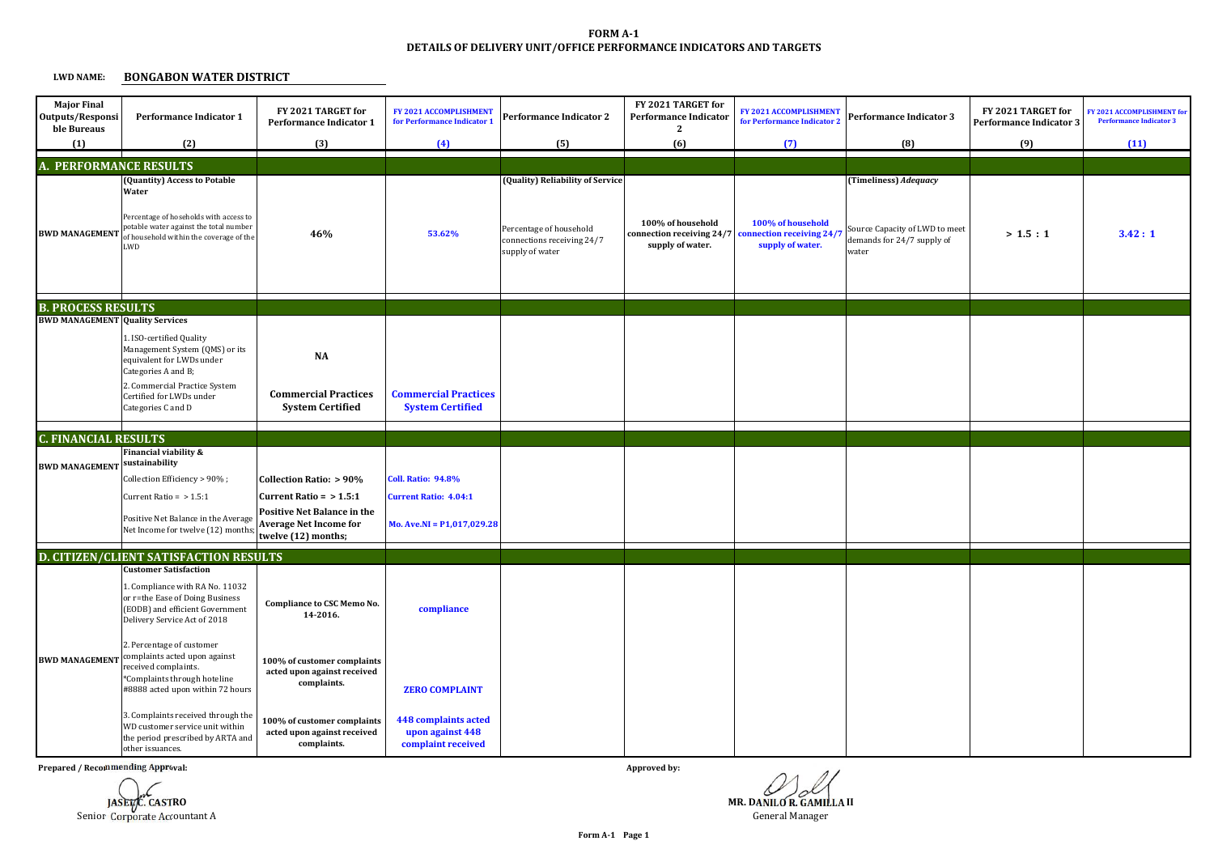# FORM A-1
## DETAILS OF DELIVERY UNIT/OFFICE PERFORMANCE INDICATORS AND TARGETS

**LWD NAME:** **BONGABON WATER DISTRICT**

| Major Final Outputs/Responsible Bureaus | Performance Indicator 1 | FY 2021 TARGET for Performance Indicator 1 | FY 2021 ACCOMPLISHMENT for Performance Indicator 1 | Performance Indicator 2 | FY 2021 TARGET for Performance Indicator 2 | FY 2021 ACCOMPLISHMENT for Performance Indicator 2 | Performance Indicator 3 | FY 2021 TARGET for Performance Indicator 3 | FY 2021 ACCOMPLISHMENT for Performance Indicator 3 |
|---|---|---|---|---|---|---|---|---|---|
| (1) | (2) | (3) | (4) | (5) | (6) | (7) | (8) | (9) | (11) |
| **A. PERFORMANCE RESULTS** | | | | | | | | | |
| BWD MANAGEMENT | **(Quantity) Access to Potable Water**<br><br>Percentage of hoseholds with access to potable water against the total number of household within the coverage of the LWD | **46%** | **53.62%** | **(Quality) Reliability of Service**<br><br>Percentage of household connections receiving 24/7 supply of water | **100% of household connection receiving 24/7 supply of water.** | **100% of household connection receiving 24/7 supply of water.** | **(Timeliness)** ***Adequacy***<br><br>Source Capacity of LWD to meet demands for 24/7 supply of water | **> 1.5 : 1** | **3.42 : 1** |
| **B. PROCESS RESULTS** | | | | | | | | | |
| BWD MANAGEMENT | **Quality Services** | | | | | | | | |
| | 1. ISO-certified Quality Management System (QMS) or its equivalent for LWDs under Categories A and B; | **NA** | | | | | | | |
| | 2. Commercial Practice System Certified for LWDs under Categories C and D | **Commercial Practices System Certified** | **Commercial Practices System Certified** | | | | | | |
| **C. FINANCIAL RESULTS** | | | | | | | | | |
| BWD MANAGEMENT | **Financial viability & sustainability** | | | | | | | | |
| | Collection Efficiency > 90% ; | **Collection Ratio: > 90%** | **Coll. Ratio: 94.8%** | | | | | | |
| | Current Ratio = > 1.5:1 | **Current Ratio = > 1.5:1** | **Current Ratio: 4.04:1** | | | | | | |
| | Positive Net Balance in the Average Net Income for twelve (12) months; | **Positive Net Balance in the Average Net Income for twelve (12) months;** | **Mo. Ave.NI = P1,017,029.28** | | | | | | |
| **D. CITIZEN/CLIENT SATISFACTION RESULTS** | | | | | | | | | |
| BWD MANAGEMENT | **Customer Satisfaction** | | | | | | | | |
| | 1. Compliance with RA No. 11032 or r=the Ease of Doing Business (EODB) and efficient Government Delivery Service Act of 2018 | **Compliance to CSC Memo No. 14-2016.** | **compliance** | | | | | | |
| | 2. Percentage of customer complaints acted upon against received complaints.<br>*Complaints through hoteline #8888 acted upon within 72 hours | **100% of customer complaints acted upon against received complaints.** | **ZERO COMPLAINT** | | | | | | |
| | 3. Complaints received through the WD customer service unit within the period prescribed by ARTA and other issuances. | **100% of customer complaints acted upon against received complaints.** | **448 complaints acted upon against 448 complaint received** | | | | | | |

**Prepared / Recommending Approval:**

**JASEL C. CASTRO**
Senior Corporate Accountant A

**Approved by:**

**MR. DANILO R. GAMILLA II**
General Manager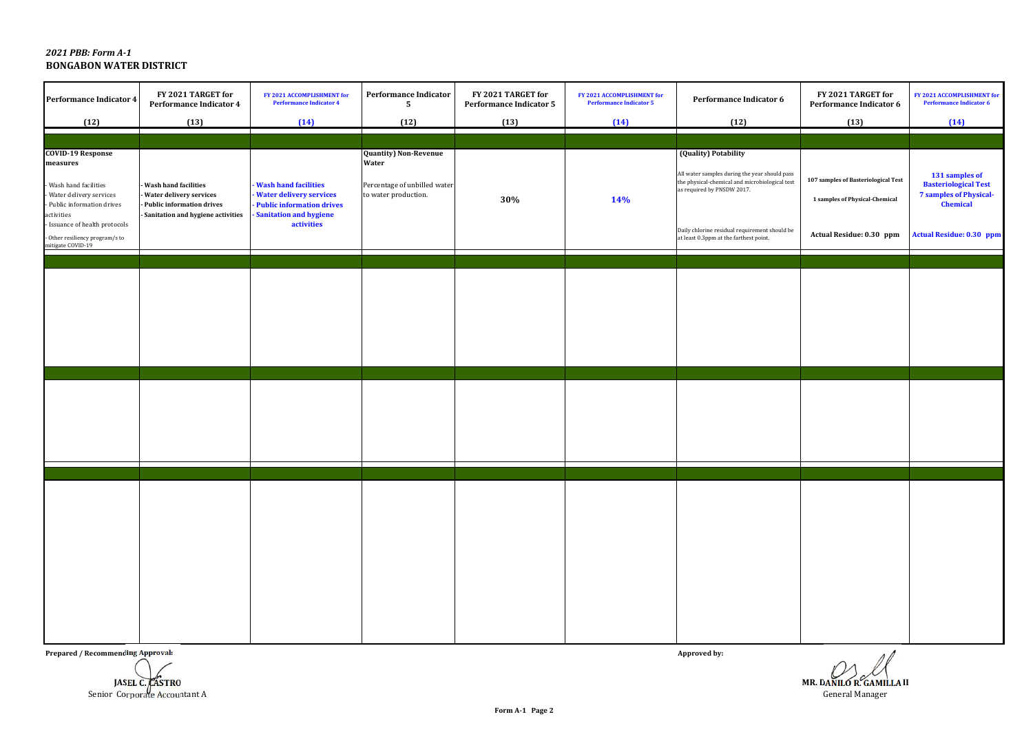*2021 PBB: Form A-1*

**BONGABON WATER DISTRICT**

| Performance Indicator 4 | FY 2021 TARGET for Performance Indicator 4 | FY 2021 ACCOMPLISHMENT for Performance Indicator 4 | Performance Indicator 5 | FY 2021 TARGET for Performance Indicator 5 | FY 2021 ACCOMPLISHMENT for Performance Indicator 5 | Performance Indicator 6 | FY 2021 TARGET for Performance Indicator 6 | FY 2021 ACCOMPLISHMENT for Performance Indicator 6 |
|---|---|---|---|---|---|---|---|---|
| (12) | (13) | (14) | (12) | (13) | (14) | (12) | (13) | (14) |
| | | | | | | | | |
| **COVID-19 Response measures**<br>- Wash hand facilities<br>- Water delivery services<br>- Public information drives activities<br>- Issuance of health protocols<br>- Other resiliency program/s to mitigate COVID-19 | **- Wash hand facilities**<br>**- Water delivery services**<br>**- Public information drives**<br>**- Sanitation and hygiene activities** | **- Wash hand facilities**<br>**- Water delivery services**<br>**- Public information drives**<br>**- Sanitation and hygiene activities** | **Quantity) Non-Revenue Water**<br>Percentage of unbilled water to water production. | **30%** | **14%** | **(Quality) Potability**<br>All water samples during the year should pass the physical-chemical and microbiological test as required by PNSDW 2017.<br>Daily chlorine residual requirement should be at least 0.3ppm at the farthest point. | **107 samples of Basteriological Test**<br>**1 samples of Physical-Chemical**<br>**Actual Residue: 0.30 ppm** | **131 samples of Basteriological Test**<br>**7 samples of Physical-Chemical**<br>**Actual Residue: 0.30 ppm** |
| | | | | | | | | |
| | | | | | | | | |
| | | | | | | | | |
| | | | | | | | | |

**Prepared / Recommending Approval:**

JASEL C. CASTRO
Senior Corporate Accountant A

**Approved by:**

MR. DANILO R. GAMILLA II
General Manager

**Form A-1 Page 2**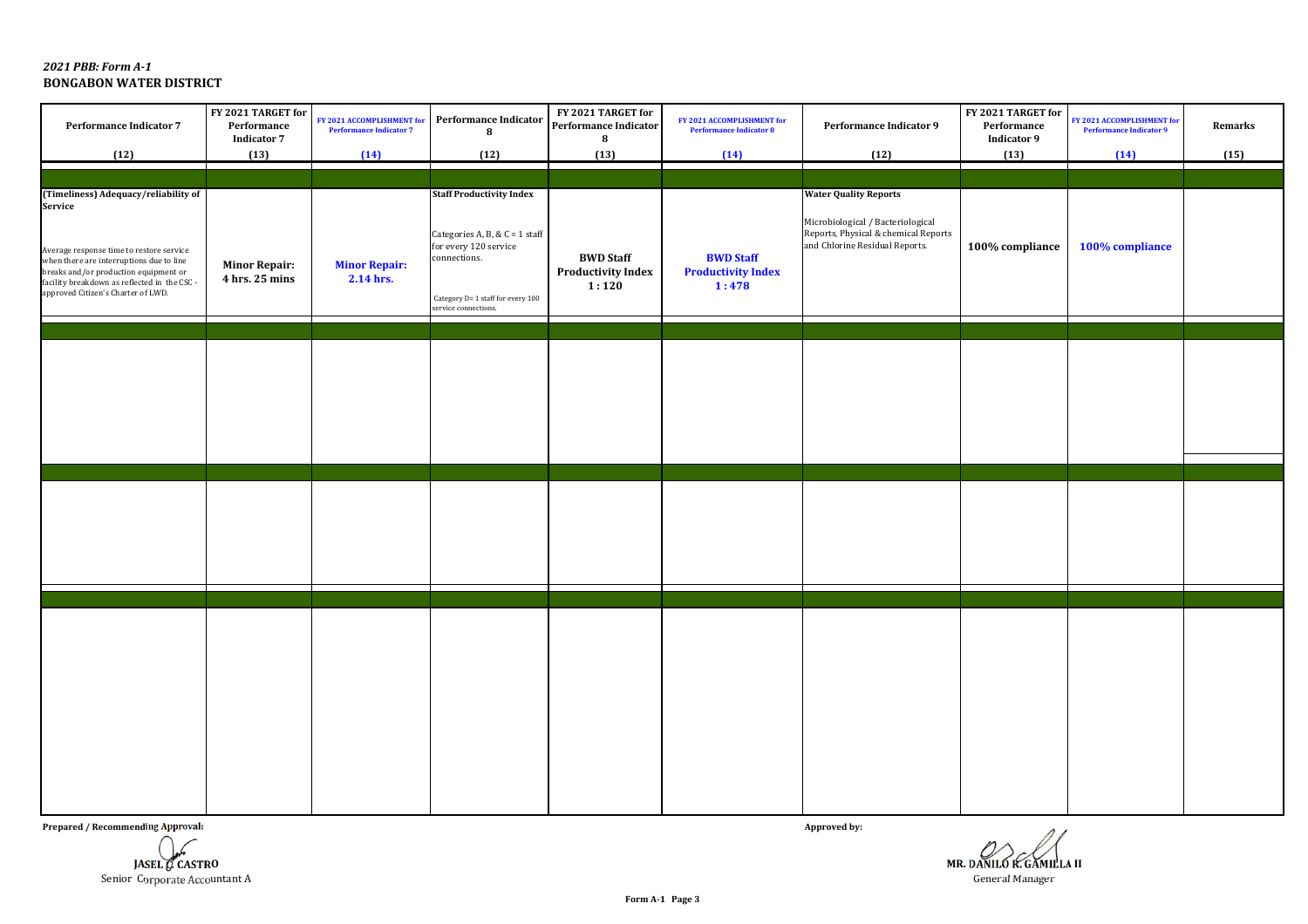*2021 PBB: Form A-1*
**BONGABON WATER DISTRICT**

| Performance Indicator 7 (12) | FY 2021 TARGET for Performance Indicator 7 (13) | FY 2021 ACCOMPLISHMENT for Performance Indicator 7 (14) | Performance Indicator 8 (12) | FY 2021 TARGET for Performance Indicator 8 (13) | FY 2021 ACCOMPLISHMENT for Performance Indicator 8 (14) | Performance Indicator 9 (12) | FY 2021 TARGET for Performance Indicator 9 (13) | FY 2021 ACCOMPLISHMENT for Performance Indicator 9 (14) | Remarks (15) |
|---|---|---|---|---|---|---|---|---|---|
| **(Timeliness) Adequacy/reliability of Service**<br><br>Average response time to restore service when there are interruptions due to line breaks and/or production equipment or facility breakdown as reflected in the CSC - approved Citizen's Charter of LWD. | **Minor Repair: 4 hrs. 25 mins** | **Minor Repair: 2.14 hrs.** | **Staff Productivity Index**<br><br>Categories A, B, & C = 1 staff for every 120 service connections.<br><br>Category D= 1 staff for every 100 service connections. | **BWD Staff Productivity Index 1 : 120** | **BWD Staff Productivity Index 1 : 478** | **Water Quality Reports**<br><br>Microbiological / Bacteriological Reports, Physical & chemical Reports and Chlorine Residual Reports. | **100% compliance** | **100% compliance** | |

**Prepared / Recommending Approval:**

**JASEL C. CASTRO**
Senior Corporate Accountant A

**Approved by:**

**MR. DANILO R. GAMILLA II**
General Manager

Form A-1 Page 3